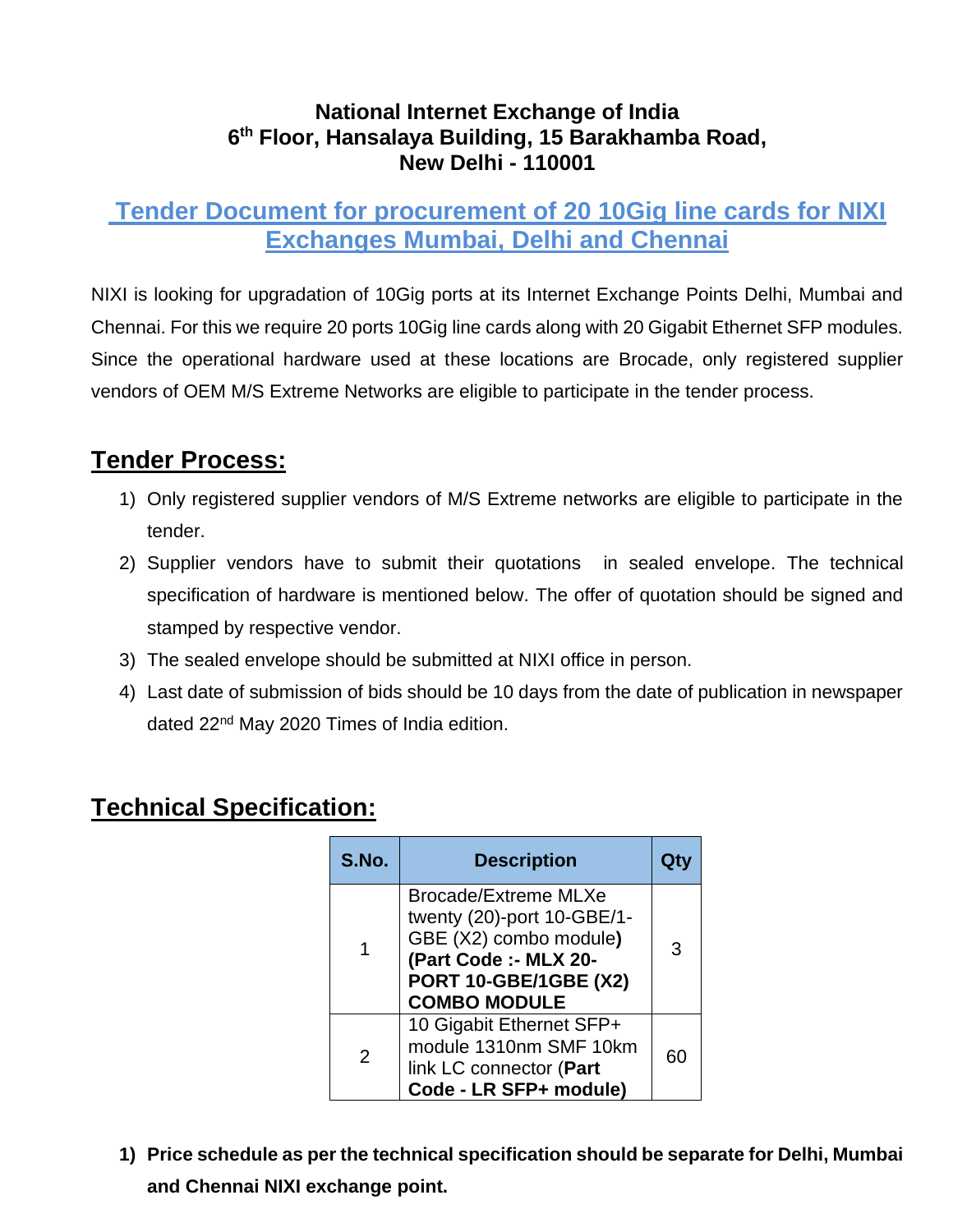**National Internet Exchange of India**
**6th Floor, Hansalaya Building, 15 Barakhamba Road,**
**New Delhi - 110001**

## Tender Document for procurement of 20 10Gig line cards for NIXI Exchanges Mumbai, Delhi and Chennai

NIXI is looking for upgradation of 10Gig ports at its Internet Exchange Points Delhi, Mumbai and Chennai. For this we require 20 ports 10Gig line cards along with 20 Gigabit Ethernet SFP modules. Since the operational hardware used at these locations are Brocade, only registered supplier vendors of OEM M/S Extreme Networks are eligible to participate in the tender process.

## Tender Process:

1) Only registered supplier vendors of M/S Extreme networks are eligible to participate in the tender.
2) Supplier vendors have to submit their quotations in sealed envelope. The technical specification of hardware is mentioned below. The offer of quotation should be signed and stamped by respective vendor.
3) The sealed envelope should be submitted at NIXI office in person.
4) Last date of submission of bids should be 10 days from the date of publication in newspaper dated 22nd May 2020 Times of India edition.

## Technical Specification:

| S.No. | Description | Qty |
|---|---|---|
| 1 | Brocade/Extreme MLXe twenty (20)-port 10-GBE/1-GBE (X2) combo module**) (Part Code :- MLX 20-PORT 10-GBE/1GBE (X2) COMBO MODULE** | 3 |
| 2 | 10 Gigabit Ethernet SFP+ module 1310nm SMF 10km link LC connector (**Part Code - LR SFP+ module)** | 60 |

1) **Price schedule as per the technical specification should be separate for Delhi, Mumbai and Chennai NIXI exchange point.**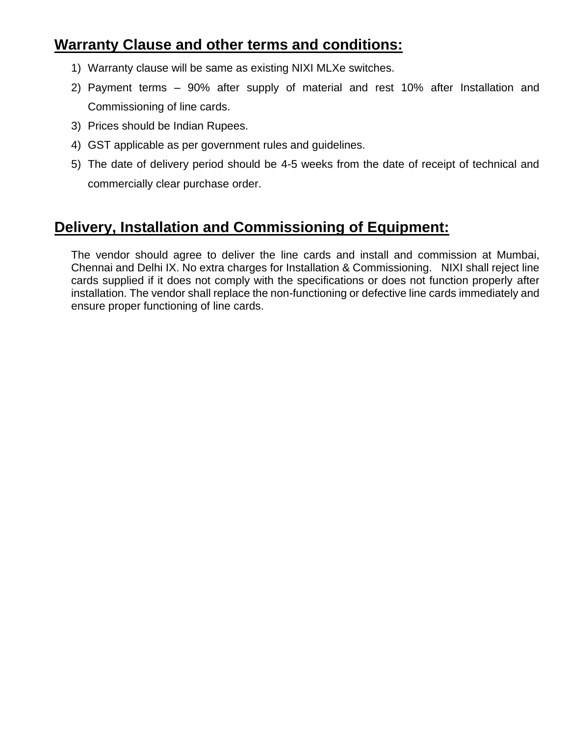## **Warranty Clause and other terms and conditions:**

1) Warranty clause will be same as existing NIXI MLXe switches.
2) Payment terms – 90% after supply of material and rest 10% after Installation and Commissioning of line cards.
3) Prices should be Indian Rupees.
4) GST applicable as per government rules and guidelines.
5) The date of delivery period should be 4-5 weeks from the date of receipt of technical and commercially clear purchase order.

## **Delivery, Installation and Commissioning of Equipment:**

The vendor should agree to deliver the line cards and install and commission at Mumbai, Chennai and Delhi IX. No extra charges for Installation & Commissioning. NIXI shall reject line cards supplied if it does not comply with the specifications or does not function properly after installation. The vendor shall replace the non-functioning or defective line cards immediately and ensure proper functioning of line cards.